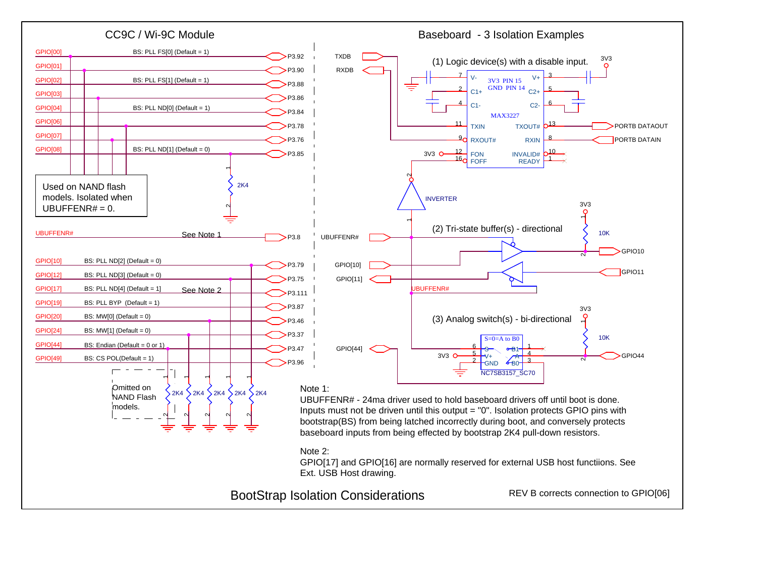## CC9C / Wi-9C Module

| Signal | Bootstrap | Pin |
|---|---|---|
| GPIO[00] | BS: PLL FS[0] (Default = 1) | P3.92 |
| GPIO[01] | | P3.90 |
| GPIO[02] | BS: PLL FS[1] (Default = 1) | P3.88 |
| GPIO[03] | | P3.86 |
| GPIO[04] | BS: PLL ND[0] (Default = 1) | P3.84 |
| GPIO[06] | | P3.78 |
| GPIO[07] | | P3.76 |
| GPIO[08] | BS: PLL ND[1] (Default = 0) | P3.85 |
| UBUFFENR# | See Note 1 | P3.8 |
| GPIO[10] | BS: PLL ND[2] (Default = 0) | P3.79 |
| GPIO[12] | BS: PLL ND[3] (Default = 0) | P3.75 |
| GPIO[17] | BS: PLL ND[4] (Default = 1] — See Note 2 | P3.111 |
| GPIO[19] | BS: PLL BYP (Default = 1) | P3.87 |
| GPIO[20] | BS: MW[0] (Default = 0) | P3.46 |
| GPIO[24] | BS: MW[1] (Default = 0) | P3.37 |
| GPIO[44] | BS: Endian (Default = 0 or 1) | P3.47 |
| GPIO[49] | BS: CS POL(Default = 1) | P3.96 |

Used on NAND flash models. Isolated when UBUFFENR# = 0.

2K4

Omitted on NAND Flash models.

2K4 2K4 2K4 2K4 2K4

## Baseboard - 3 Isolation Examples

### (1) Logic device(s) with a disable input.

TXDB, RXDB, 3V3

MAX3227 — 3V3 PIN 15, GND PIN 14

- 7 V-, 3 V+
- 2 C1+, 5 C2+
- 4 C1-, 6 C2-
- 11 TXIN, 13 TXOUT# — PORTB DATAOUT
- 9 RXOUT#, 8 RXIN — PORTB DATAIN
- 3V3 — 12 FON, 10 INVALID#
- 16 FOFF, 1 READY

INVERTER

### (2) Tri-state buffer(s) - directional

UBUFFENR#, GPIO[10], GPIO[11], UBUFFENR#

3V3, 10K, GPIO10, GPIO11

### (3) Analog switch(s) - bi-directional

GPIO[44], 3V3

NC7SB3157_SC70 — S=0=A to B0

- 6 S, 1 B1
- 5 V+, 4 A
- 2 GND, 3 B0

3V3, 10K, GPIO44

Note 1:
UBUFFENR# - 24ma driver used to hold baseboard drivers off until boot is done. Inputs must not be driven until this output = "0". Isolation protects GPIO pins with bootstrap(BS) from being latched incorrectly during boot, and conversely protects baseboard inputs from being effected by bootstrap 2K4 pull-down resistors.

Note 2:
GPIO[17] and GPIO[16] are normally reserved for external USB host functiions. See Ext. USB Host drawing.

# BootStrap Isolation Considerations

REV B corrects connection to GPIO[06]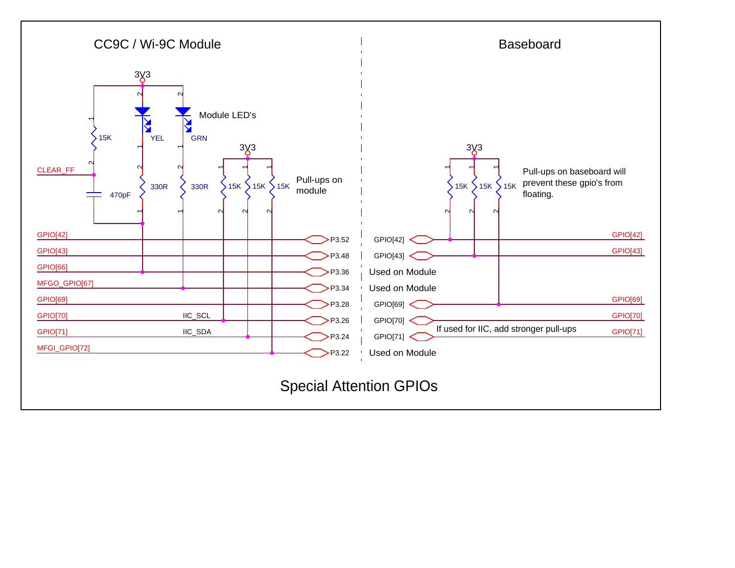## CC9C / Wi-9C Module

3V3

Module LED's

15K — YEL — GRN

CLEAR_FF

470pF

330R — 330R

3V3

15K — 15K — 15K

Pull-ups on module

| Module Signal | | Connector Pin |
|---|---|---|
| GPIO[42] | | P3.52 |
| GPIO[43] | | P3.48 |
| GPIO[66] | | P3.36 |
| MFGO_GPIO[67] | | P3.34 |
| GPIO[69] | | P3.28 |
| GPIO[70] | IIC_SCL | P3.26 |
| GPIO[71] | IIC_SDA | P3.24 |
| MFGI_GPIO[72] | | P3.22 |

## Baseboard

3V3

15K — 15K — 15K

Pull-ups on baseboard will prevent these gpio's from floating.

| Connector | Baseboard Signal |
|---|---|
| GPIO[42] | GPIO[42] |
| GPIO[43] | GPIO[43] |
| Used on Module | |
| Used on Module | |
| GPIO[69] | GPIO[69] |
| GPIO[70] | GPIO[70] |
| GPIO[71] | GPIO[71] |
| Used on Module | |

If used for IIC, add stronger pull-ups

# Special Attention GPIOs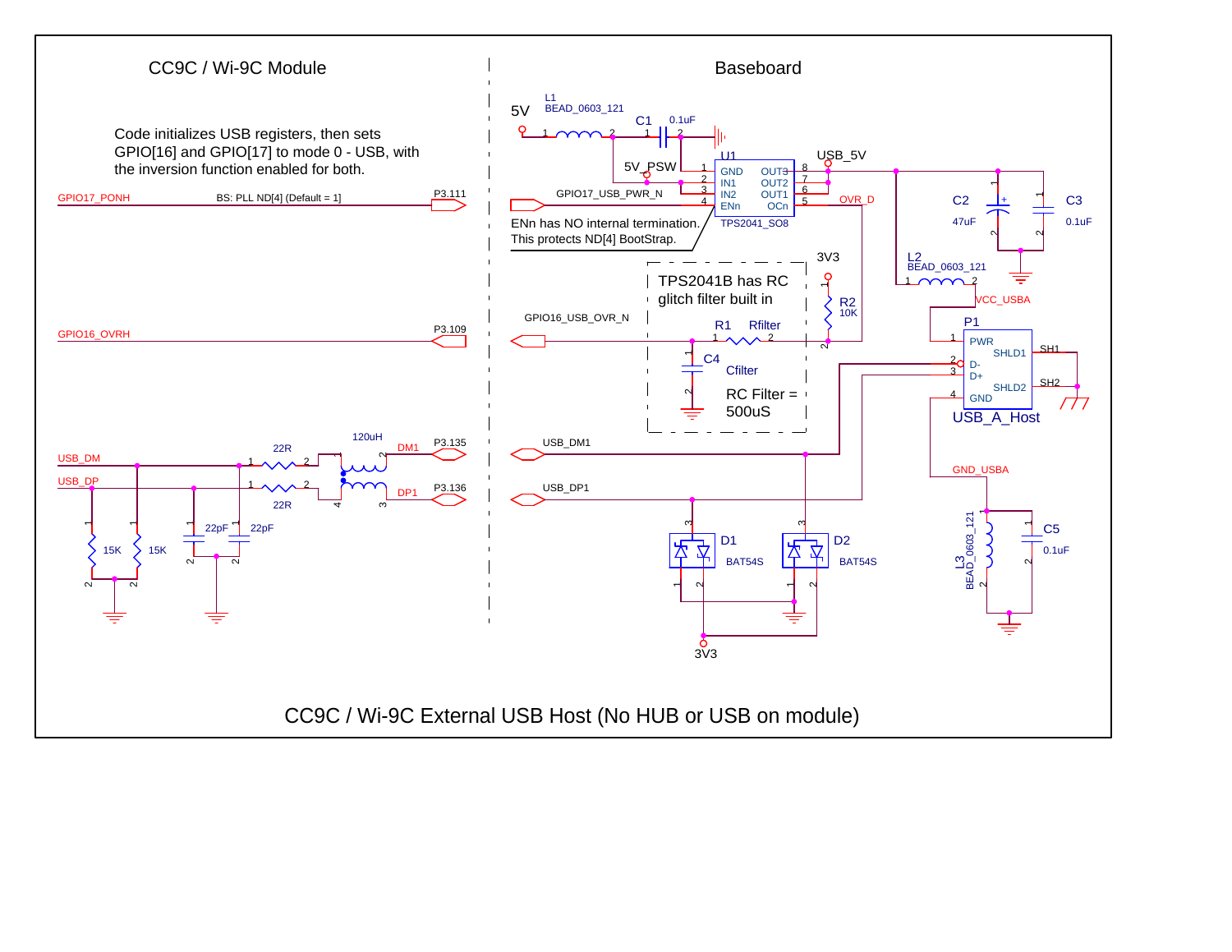CC9C / Wi-9C Module

Baseboard

Code initializes USB registers, then sets GPIO[16] and GPIO[17] to mode 0 - USB, with the inversion function enabled for both.

GPIO17_PONH — BS: PLL ND[4] (Default = 1) — P3.111

GPIO17_USB_PWR_N

ENn has NO internal termination.
This protects ND[4] BootStrap.

5V — L1 BEAD_0603_121 — C1 0.1uF

5V_PSW

U1 TPS2041_SO8: GND, IN1, IN2, ENn, OUT3, OUT2, OUT1, OCn

USB_5V

OVR_D

C2 47uF — C3 0.1uF

L2 BEAD_0603_121

VCC_USBA

3V3

R2 10K

TPS2041B has RC glitch filter built in

GPIO16_USB_OVR_N

GPIO16_OVRH — P3.109

R1 Rfilter

C4 Cfilter

RC Filter = 500uS

P1 USB_A_Host: PWR, D-, D+, GND, SHLD1, SHLD2 — SH1, SH2

USB_DM — 22R — 120uH — DM1 — P3.135 — USB_DM1

USB_DP — 22R — DP1 — P3.136 — USB_DP1

15K, 15K, 22pF, 22pF

D1 BAT54S — D2 BAT54S — 3V3

GND_USBA — L3 BEAD_0603_121 — C5 0.1uF

CC9C / Wi-9C External USB Host (No HUB or USB on module)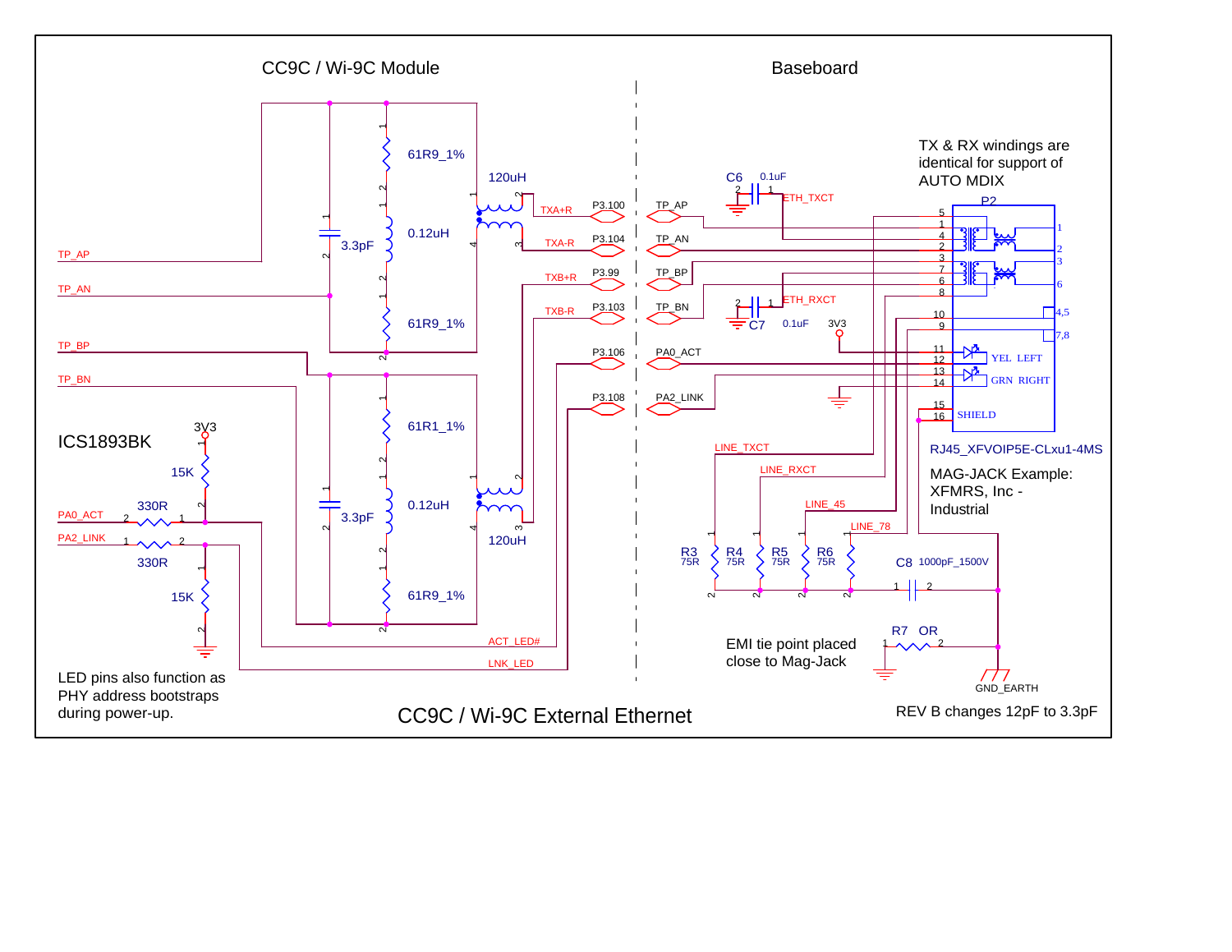# CC9C / Wi-9C External Ethernet

## CC9C / Wi-9C Module

ICS1893BK

- TP_AP
- TP_AN
- TP_BP
- TP_BN
- PA0_ACT — 330R (to 3V3 via 15K)
- PA2_LINK — 330R (to GND via 15K)

Components: 61R9_1%, 61R9_1%, 61R1_1%, 61R9_1%, 3.3pF, 3.3pF, 0.12uH, 0.12uH, 120uH, 120uH

Signals: TXA+R, TXA-R, TXB+R, TXB-R, ACT_LED#, LNK_LED

Connector pins: P3.100, P3.104, P3.99, P3.103, P3.106, P3.108

LED pins also function as PHY address bootstraps during power-up.

## Baseboard

Signals: TP_AP, TP_AN, TP_BP, TP_BN, PA0_ACT, PA2_LINK, ETH_TXCT, ETH_RXCT, LINE_TXCT, LINE_RXCT, LINE_45, LINE_78, 3V3

- C6 0.1uF
- C7 0.1uF
- R3 75R, R4 75R, R5 75R, R6 75R
- C8 1000pF_1500V
- R7 OR
- GND_EARTH

P2 pins: 1, 2, 3, 4, 5, 6, 7, 8, 9, 10, 11, 12, 13, 14, 15, 16; 1, 2, 3, 6, 4,5, 7,8; YEL LEFT; GRN RIGHT; SHIELD

TX & RX windings are identical for support of AUTO MDIX

RJ45_XFVOIP5E-CLxu1-4MS

MAG-JACK Example: XFMRS, Inc - Industrial

EMI tie point placed close to Mag-Jack

REV B changes 12pF to 3.3pF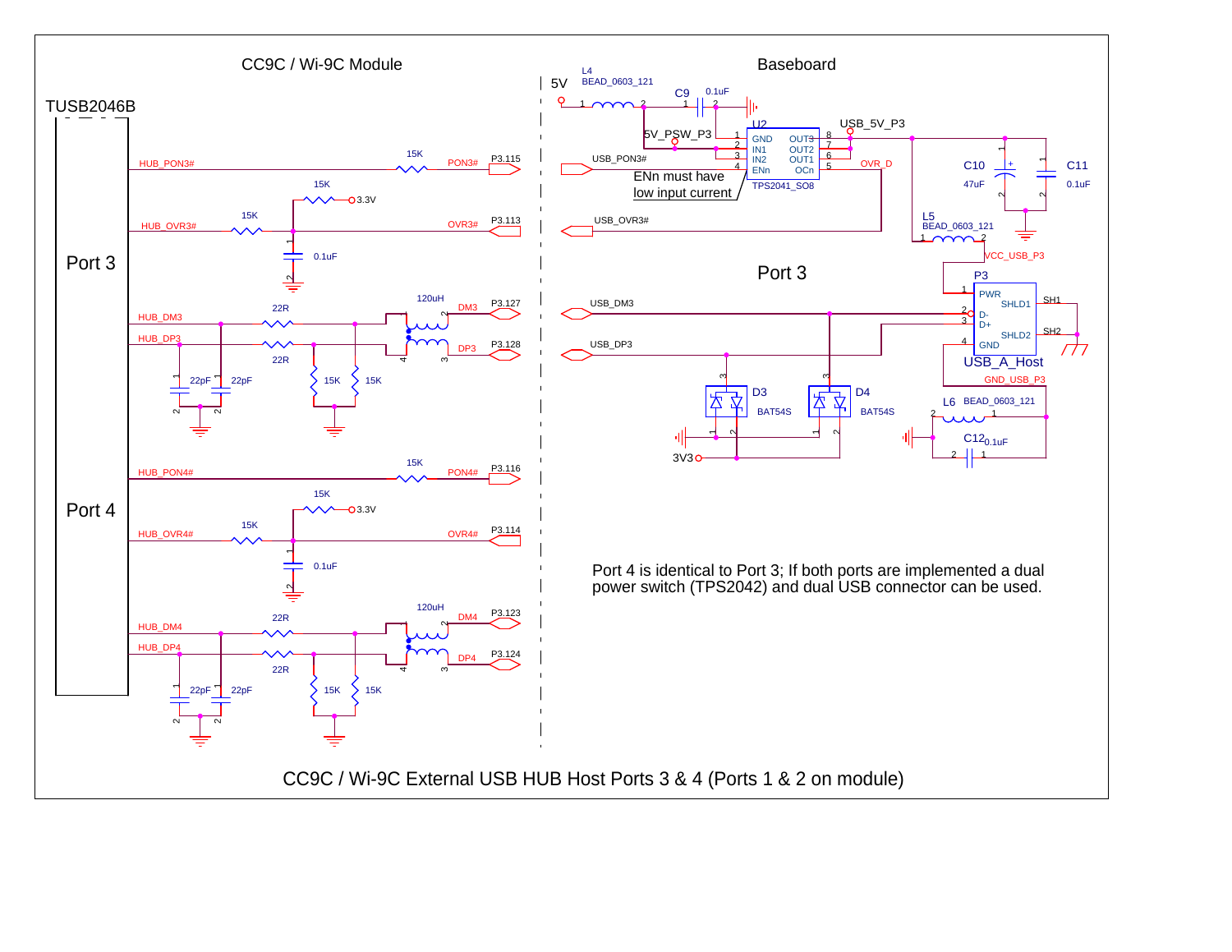CC9C / Wi-9C Module

Baseboard

TUSB2046B

Port 3

Port 4

HUB_PON3#
15K
PON3#
P3.115

15K
3.3V
HUB_OVR3#
15K
OVR3#
P3.113
0.1uF

HUB_DM3
22R
120uH
DM3
P3.127
HUB_DP3
22R
DP3
P3.128
22pF
22pF
15K
15K

HUB_PON4#
15K
PON4#
P3.116

15K
3.3V
HUB_OVR4#
15K
OVR4#
P3.114
0.1uF

HUB_DM4
22R
120uH
DM4
P3.123
HUB_DP4
22R
DP4
P3.124
22pF
22pF
15K
15K

5V
L4
BEAD_0603_121
C9
0.1uF
5V_PSW_P3
U2
GND
IN1
IN2
ENn
OUT3
OUT2
OUT1
OCn
TPS2041_SO8
USB_5V_P3
USB_PON3#
ENn must have low input current
OVR_D
USB_OVR3#
C10
47uF
C11
0.1uF
L5
BEAD_0603_121
VCC_USB_P3

Port 3

P3
PWR
D-
D+
GND
SHLD1
SHLD2
SH1
SH2
USB_A_Host
GND_USB_P3
USB_DM3
USB_DP3
D3
BAT54S
D4
BAT54S
3V3
L6
BEAD_0603_121
C12
0.1uF

Port 4 is identical to Port 3; If both ports are implemented a dual power switch (TPS2042) and dual USB connector can be used.

CC9C / Wi-9C External USB HUB Host Ports 3 & 4 (Ports 1 & 2 on module)